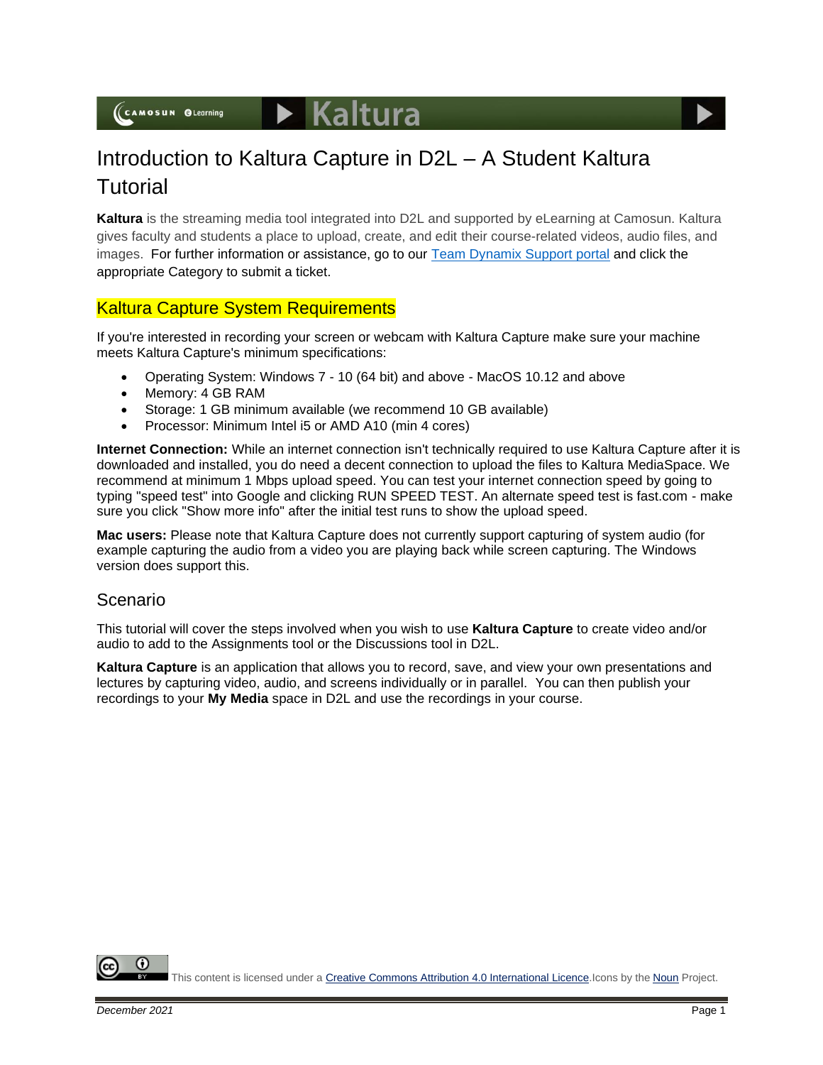# Introduction to Kaltura Capture in D2L – A Student Kaltura Tutorial

**Kaltura** is the streaming media tool integrated into D2L and supported by eLearning at Camosun. Kaltura gives faculty and students a place to upload, create, and edit their course-related videos, audio files, and images. For further information or assistance, go to our [Team Dynamix Support portal]() and click the appropriate Category to submit a ticket.

## Kaltura Capture System Requirements

If you're interested in recording your screen or webcam with Kaltura Capture make sure your machine meets Kaltura Capture's minimum specifications:

- Operating System: Windows 7 - 10 (64 bit) and above - MacOS 10.12 and above
- Memory: 4 GB RAM
- Storage: 1 GB minimum available (we recommend 10 GB available)
- Processor: Minimum Intel i5 or AMD A10 (min 4 cores)

**Internet Connection:** While an internet connection isn't technically required to use Kaltura Capture after it is downloaded and installed, you do need a decent connection to upload the files to Kaltura MediaSpace. We recommend at minimum 1 Mbps upload speed. You can test your internet connection speed by going to typing "speed test" into Google and clicking RUN SPEED TEST. An alternate speed test is fast.com - make sure you click "Show more info" after the initial test runs to show the upload speed.

**Mac users:** Please note that Kaltura Capture does not currently support capturing of system audio (for example capturing the audio from a video you are playing back while screen capturing. The Windows version does support this.

## Scenario

This tutorial will cover the steps involved when you wish to use **Kaltura Capture** to create video and/or audio to add to the Assignments tool or the Discussions tool in D2L.

**Kaltura Capture** is an application that allows you to record, save, and view your own presentations and lectures by capturing video, audio, and screens individually or in parallel. You can then publish your recordings to your **My Media** space in D2L and use the recordings in your course.

This content is licensed under a [Creative Commons Attribution 4.0 International Licence](). Icons by the [Noun]() Project.

*December 2021*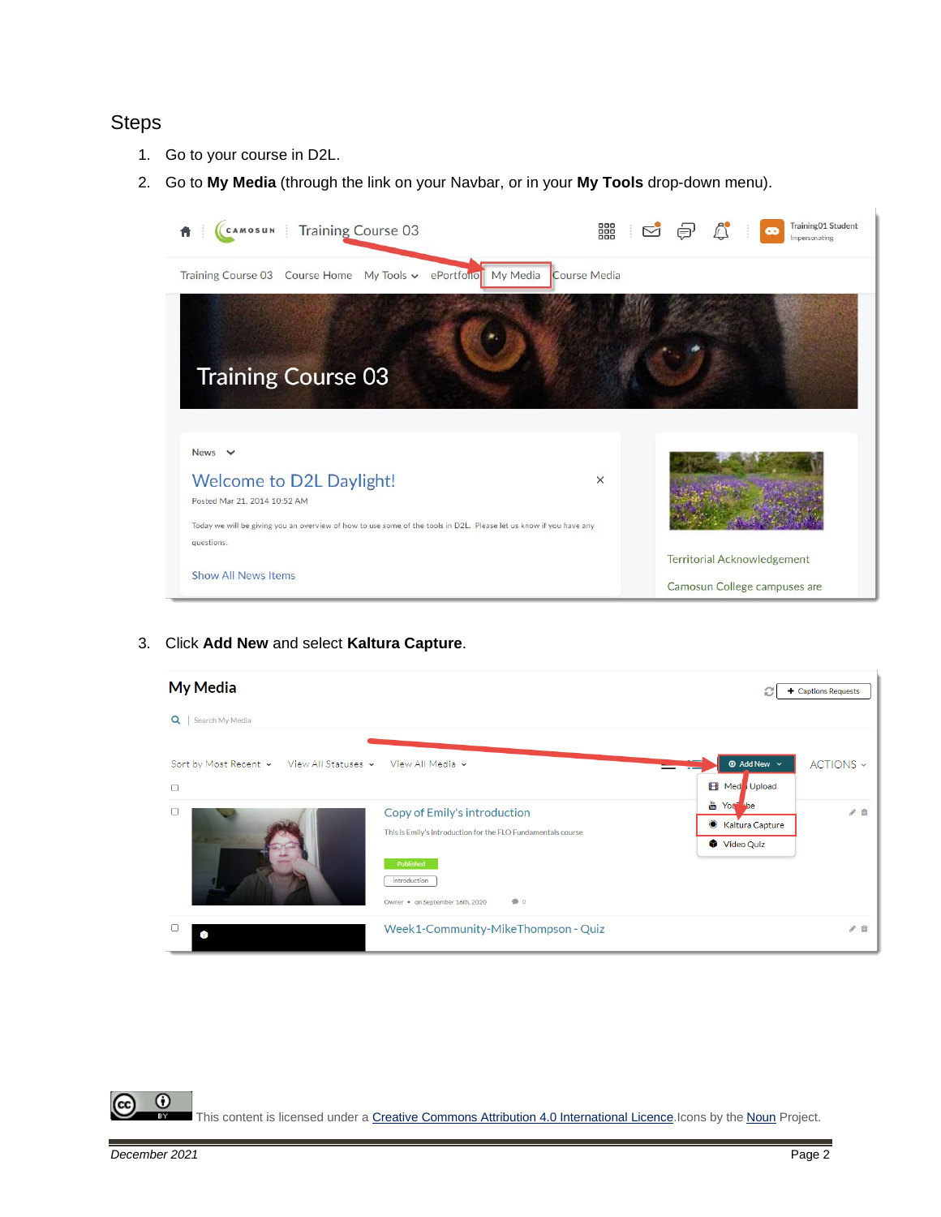## Steps

1. Go to your course in D2L.
2. Go to **My Media** (through the link on your Navbar, or in your **My Tools** drop-down menu).
3. Click **Add New** and select **Kaltura Capture**.

This content is licensed under a Creative Commons Attribution 4.0 International Licence. Icons by the Noun Project.

*December 2021*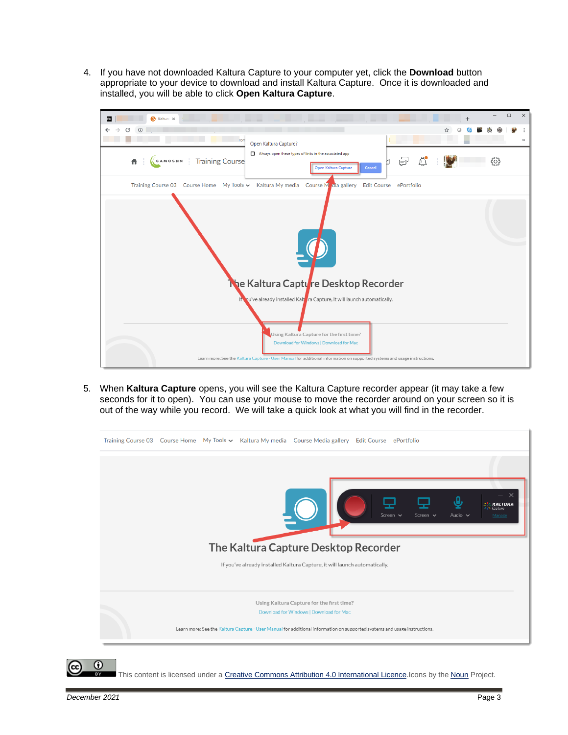4. If you have not downloaded Kaltura Capture to your computer yet, click the **Download** button appropriate to your device to download and install Kaltura Capture. Once it is downloaded and installed, you will be able to click **Open Kaltura Capture**.

5. When **Kaltura Capture** opens, you will see the Kaltura Capture recorder appear (it may take a few seconds for it to open). You can use your mouse to move the recorder around on your screen so it is out of the way while you record. We will take a quick look at what you will find in the recorder.

This content is licensed under a Creative Commons Attribution 4.0 International Licence. Icons by the Noun Project.

December 2021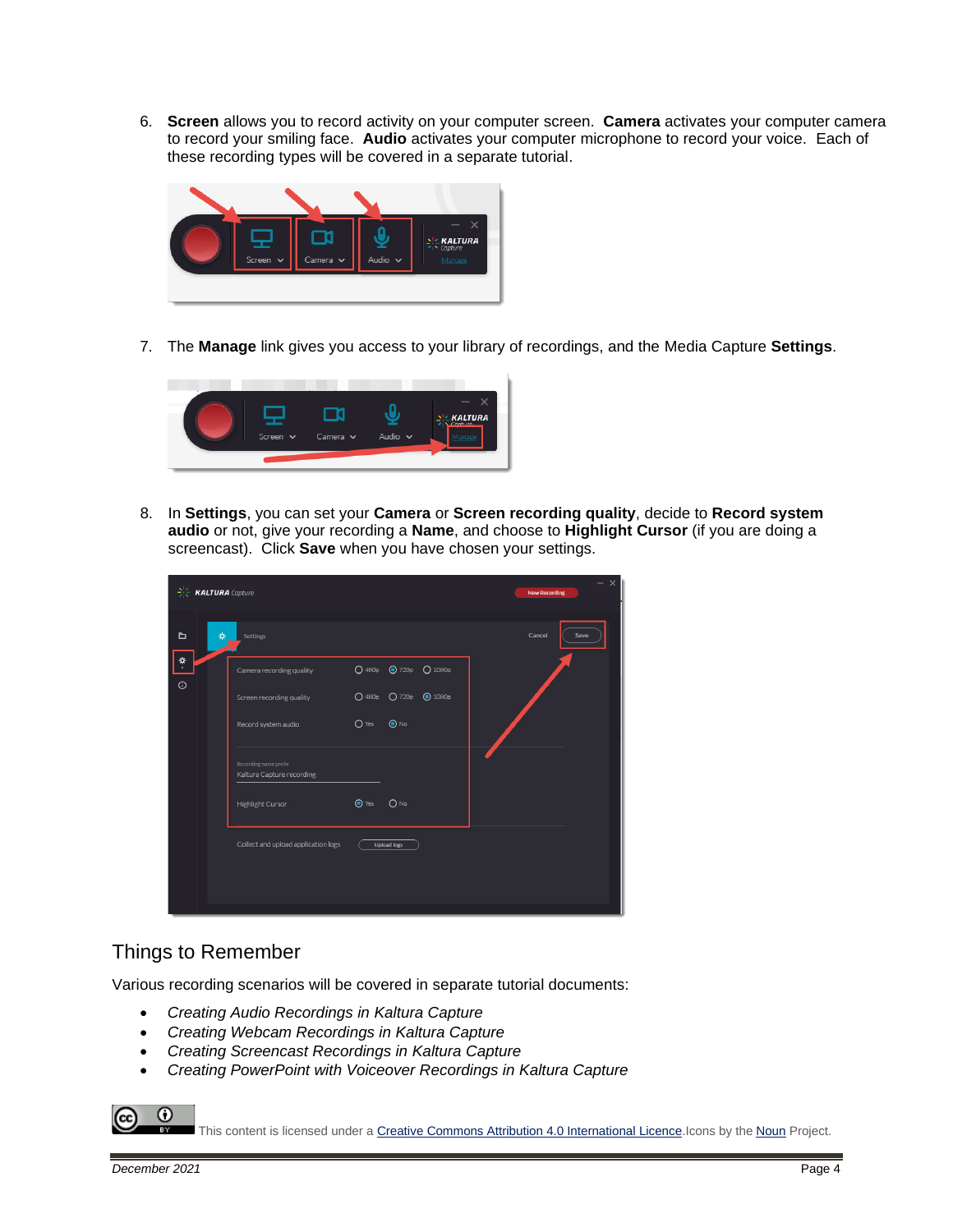6. **Screen** allows you to record activity on your computer screen. **Camera** activates your computer camera to record your smiling face. **Audio** activates your computer microphone to record your voice. Each of these recording types will be covered in a separate tutorial.

7. The **Manage** link gives you access to your library of recordings, and the Media Capture **Settings**.

8. In **Settings**, you can set your **Camera** or **Screen recording quality**, decide to **Record system audio** or not, give your recording a **Name**, and choose to **Highlight Cursor** (if you are doing a screencast). Click **Save** when you have chosen your settings.

## Things to Remember

Various recording scenarios will be covered in separate tutorial documents:

- *Creating Audio Recordings in Kaltura Capture*
- *Creating Webcam Recordings in Kaltura Capture*
- *Creating Screencast Recordings in Kaltura Capture*
- *Creating PowerPoint with Voiceover Recordings in Kaltura Capture*

This content is licensed under a Creative Commons Attribution 4.0 International Licence. Icons by the Noun Project.

December 2021